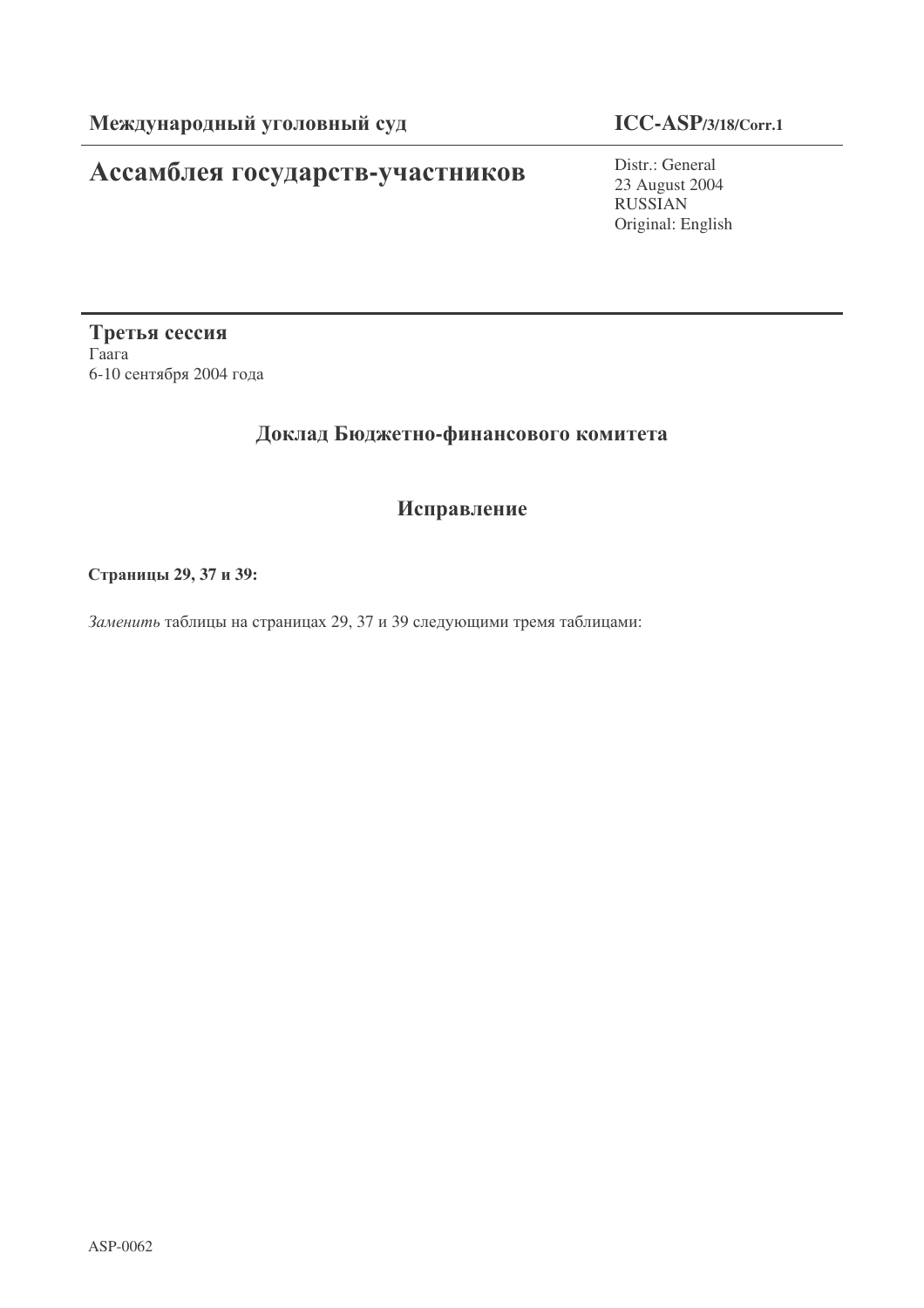**Международный уголовный суд** | **ICC-ASP/3/18/Corr.1**

# Ассамблея государств-участников

Distr.: General
23 August 2004
RUSSIAN
Original: English

**Третья сессия**
Гаага
6-10 сентября 2004 года

## Доклад Бюджетно-финансового комитета

## Исправление

**Страницы 29, 37 и 39:**

*Заменить* таблицы на страницах 29, 37 и 39 следующими тремя таблицами:

ASP-0062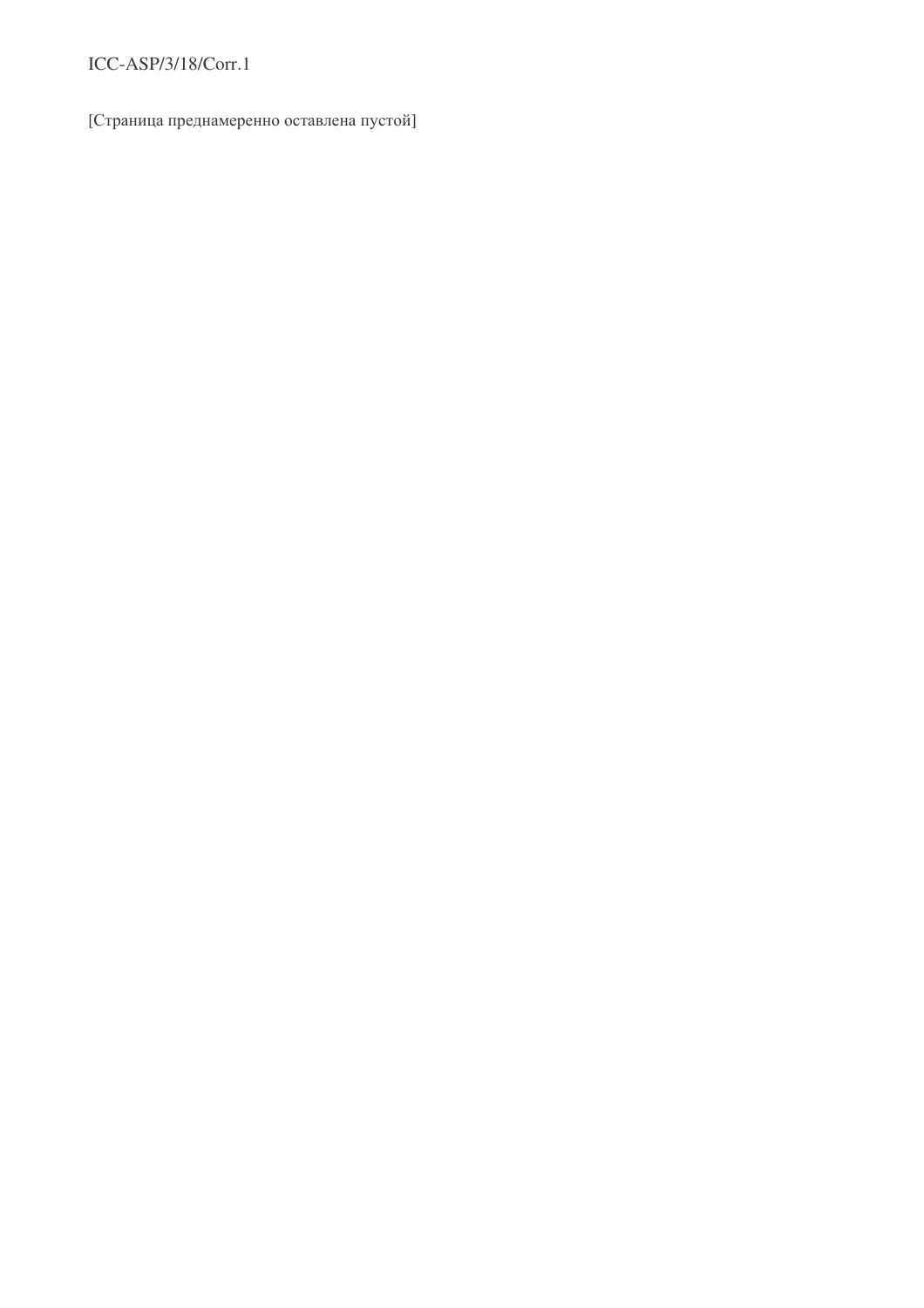[Страница преднамеренно оставлена пустой]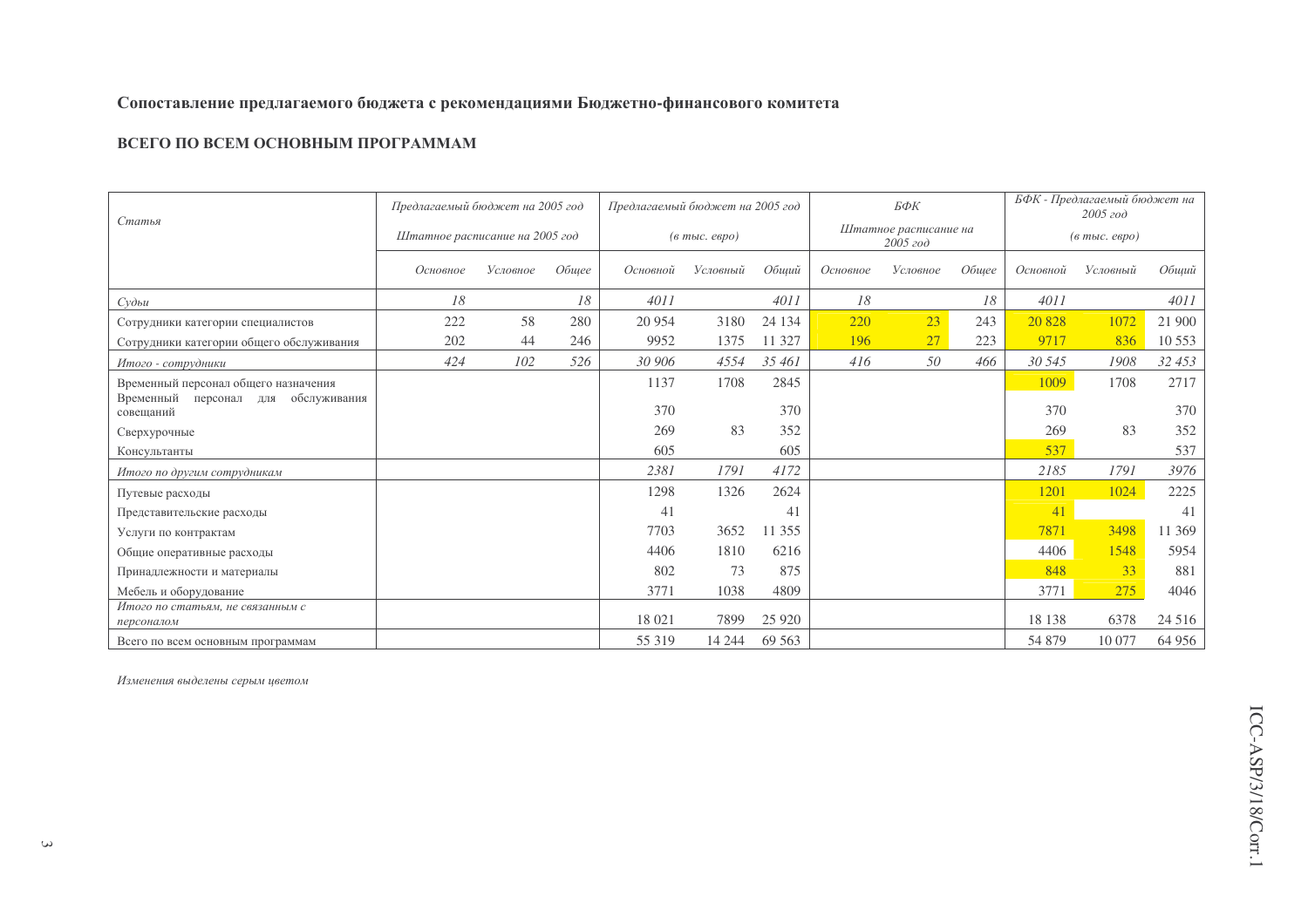## Сопоставление предлагаемого бюджета с рекомендациями Бюджетно-финансового комитета

### ВСЕГО ПО ВСЕМ ОСНОВНЫМ ПРОГРАММАМ

| *Статья* | *Предлагаемый бюджет на 2005 год* *Штатное расписание на 2005 год* | | | *Предлагаемый бюджет на 2005 год* *(в тыс. евро)* | | | *БФК* *Штатное расписание на 2005 год* | | | *БФК - Предлагаемый бюджет на 2005 год* *(в тыс. евро)* | | |
|---|---|---|---|---|---|---|---|---|---|---|---|---|
| | *Основное* | *Условное* | *Общее* | *Основной* | *Условный* | *Общий* | *Основное* | *Условное* | *Общее* | *Основной* | *Условный* | *Общий* |
| *Судьи* | *18* | | *18* | *4011* | | *4011* | *18* | | *18* | *4011* | | *4011* |
| Сотрудники категории специалистов | 222 | 58 | 280 | 20 954 | 3180 | 24 134 | 220 | 23 | 243 | 20 828 | 1072 | 21 900 |
| Сотрудники категории общего обслуживания | 202 | 44 | 246 | 9952 | 1375 | 11 327 | 196 | 27 | 223 | 9717 | 836 | 10 553 |
| *Итого - сотрудники* | *424* | *102* | *526* | *30 906* | *4554* | *35 461* | *416* | *50* | *466* | *30 545* | *1908* | *32 453* |
| Временный персонал общего назначения | | | | 1137 | 1708 | 2845 | | | | 1009 | 1708 | 2717 |
| Временный персонал для обслуживания совещаний | | | | 370 | | 370 | | | | 370 | | 370 |
| Сверхурочные | | | | 269 | 83 | 352 | | | | 269 | 83 | 352 |
| Консультанты | | | | 605 | | 605 | | | | 537 | | 537 |
| *Итого по другим сотрудникам* | | | | *2381* | *1791* | *4172* | | | | *2185* | *1791* | *3976* |
| Путевые расходы | | | | 1298 | 1326 | 2624 | | | | 1201 | 1024 | 2225 |
| Представительские расходы | | | | 41 | | 41 | | | | 41 | | 41 |
| Услуги по контрактам | | | | 7703 | 3652 | 11 355 | | | | 7871 | 3498 | 11 369 |
| Общие оперативные расходы | | | | 4406 | 1810 | 6216 | | | | 4406 | 1548 | 5954 |
| Принадлежности и материалы | | | | 802 | 73 | 875 | | | | 848 | 33 | 881 |
| Мебель и оборудование | | | | 3771 | 1038 | 4809 | | | | 3771 | 275 | 4046 |
| *Итого по статьям, не связанным с персоналом* | | | | 18 021 | 7899 | 25 920 | | | | 18 138 | 6378 | 24 516 |
| Всего по всем основным программам | | | | 55 319 | 14 244 | 69 563 | | | | 54 879 | 10 077 | 64 956 |

*Изменения выделены серым цветом*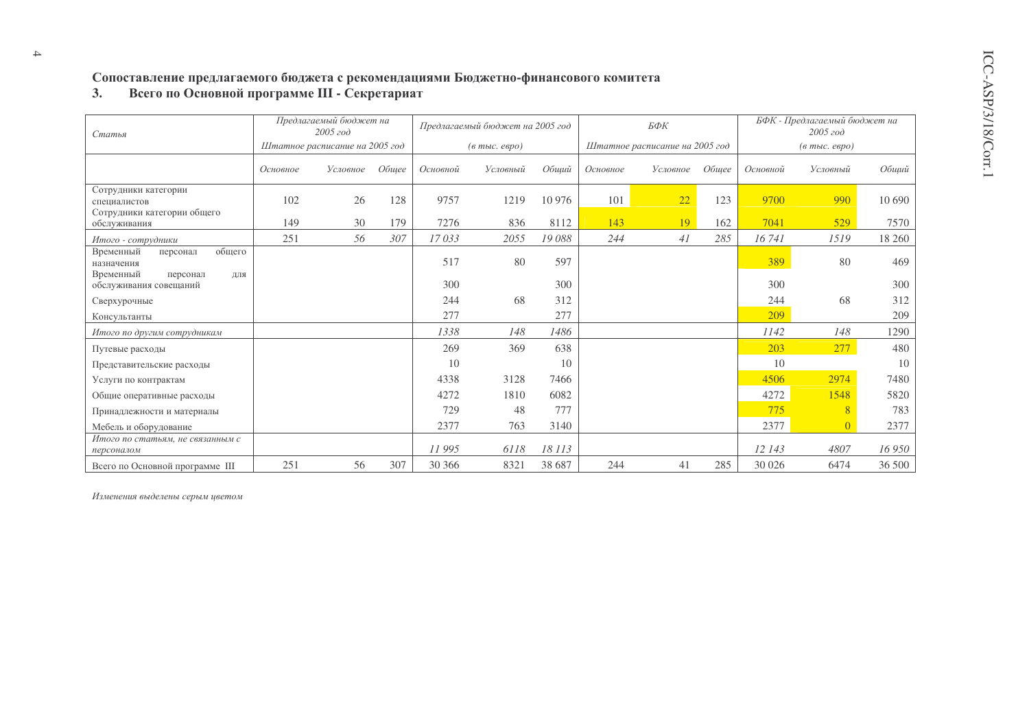**Сопоставление предлагаемого бюджета с рекомендациями Бюджетно-финансового комитета**

**3. Всего по Основной программе III - Секретариат**

| *Статья* | *Предлагаемый бюджет на 2005 год* *Штатное расписание на 2005 год* | | | *Предлагаемый бюджет на 2005 год* *(в тыс. евро)* | | | *БФК* *Штатное расписание на 2005 год* | | | *БФК - Предлагаемый бюджет на 2005 год* *(в тыс. евро)* | | |
|---|---|---|---|---|---|---|---|---|---|---|---|---|
| | *Основное* | *Условное* | *Общее* | *Основной* | *Условный* | *Общий* | *Основное* | *Условное* | *Общее* | *Основной* | *Условный* | *Общий* |
| Сотрудники категории специалистов | 102 | 26 | 128 | 9757 | 1219 | 10 976 | 101 | 22 | 123 | 9700 | 990 | 10 690 |
| Сотрудники категории общего обслуживания | 149 | 30 | 179 | 7276 | 836 | 8112 | 143 | 19 | 162 | 7041 | 529 | 7570 |
| *Итого - сотрудники* | 251 | *56* | *307* | *17 033* | *2055* | *19 088* | *244* | *41* | *285* | *16 741* | *1519* | 18 260 |
| Временный персонал общего назначения | | | | 517 | 80 | 597 | | | | 389 | 80 | 469 |
| Временный персонал для обслуживания совещаний | | | | 300 | | 300 | | | | 300 | | 300 |
| Сверхурочные | | | | 244 | 68 | 312 | | | | 244 | 68 | 312 |
| Консультанты | | | | 277 | | 277 | | | | 209 | | 209 |
| *Итого по другим сотрудникам* | | | | *1338* | *148* | *1486* | | | | *1142* | *148* | 1290 |
| Путевые расходы | | | | 269 | 369 | 638 | | | | 203 | 277 | 480 |
| Представительские расходы | | | | 10 | | 10 | | | | 10 | | 10 |
| Услуги по контрактам | | | | 4338 | 3128 | 7466 | | | | 4506 | 2974 | 7480 |
| Общие оперативные расходы | | | | 4272 | 1810 | 6082 | | | | 4272 | 1548 | 5820 |
| Принадлежности и материалы | | | | 729 | 48 | 777 | | | | 775 | 8 | 783 |
| Мебель и оборудование | | | | 2377 | 763 | 3140 | | | | 2377 | 0 | 2377 |
| *Итого по статьям, не связанным с персоналом* | | | | *11 995* | *6118* | *18 113* | | | | *12 143* | *4807* | *16 950* |
| Всего по Основной программе III | 251 | 56 | 307 | 30 366 | 8321 | 38 687 | 244 | 41 | 285 | 30 026 | 6474 | 36 500 |

*Изменения выделены серым цветом*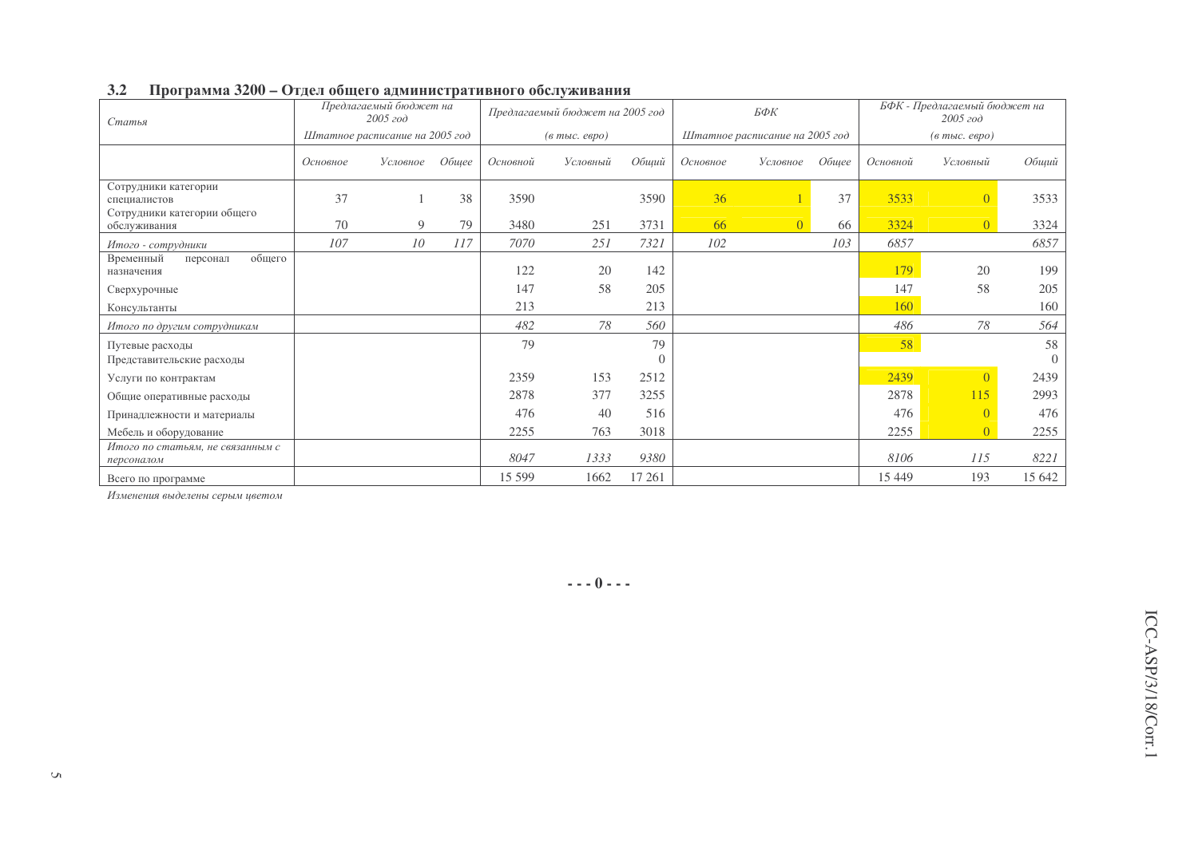### 3.2 Программа 3200 – Отдел общего административного обслуживания

| Статья | Предлагаемый бюджет на 2005 год Штатное расписание на 2005 год | | | Предлагаемый бюджет на 2005 год (в тыс. евро) | | | БФК Штатное расписание на 2005 год | | | БФК - Предлагаемый бюджет на 2005 год (в тыс. евро) | | |
|---|---|---|---|---|---|---|---|---|---|---|---|---|
| | *Основное* | *Условное* | *Общее* | *Основной* | *Условный* | *Общий* | *Основное* | *Условное* | *Общее* | *Основной* | *Условный* | *Общий* |
| Сотрудники категории специалистов | 37 | 1 | 38 | 3590 | | 3590 | 36 | 1 | 37 | 3533 | 0 | 3533 |
| Сотрудники категории общего обслуживания | 70 | 9 | 79 | 3480 | 251 | 3731 | 66 | 0 | 66 | 3324 | 0 | 3324 |
| *Итого - сотрудники* | *107* | *10* | *117* | *7070* | *251* | *7321* | *102* | | *103* | *6857* | | *6857* |
| Временный персонал общего назначения | | | | 122 | 20 | 142 | | | | 179 | 20 | 199 |
| Сверхурочные | | | | 147 | 58 | 205 | | | | 147 | 58 | 205 |
| Консультанты | | | | 213 | | 213 | | | | 160 | | 160 |
| *Итого по другим сотрудникам* | | | | *482* | *78* | *560* | | | | *486* | *78* | *564* |
| Путевые расходы | | | | 79 | | 79 | | | | 58 | | 58 |
| Представительские расходы | | | | | | 0 | | | | | | 0 |
| Услуги по контрактам | | | | 2359 | 153 | 2512 | | | | 2439 | 0 | 2439 |
| Общие оперативные расходы | | | | 2878 | 377 | 3255 | | | | 2878 | 115 | 2993 |
| Принадлежности и материалы | | | | 476 | 40 | 516 | | | | 476 | 0 | 476 |
| Мебель и оборудование | | | | 2255 | 763 | 3018 | | | | 2255 | 0 | 2255 |
| *Итого по статьям, не связанным с персоналом* | | | | *8047* | *1333* | *9380* | | | | *8106* | *115* | *8221* |
| Всего по программе | | | | 15 599 | 1662 | 17 261 | | | | 15 449 | 193 | 15 642 |

*Изменения выделены серым цветом*

**- - - 0 - - -**